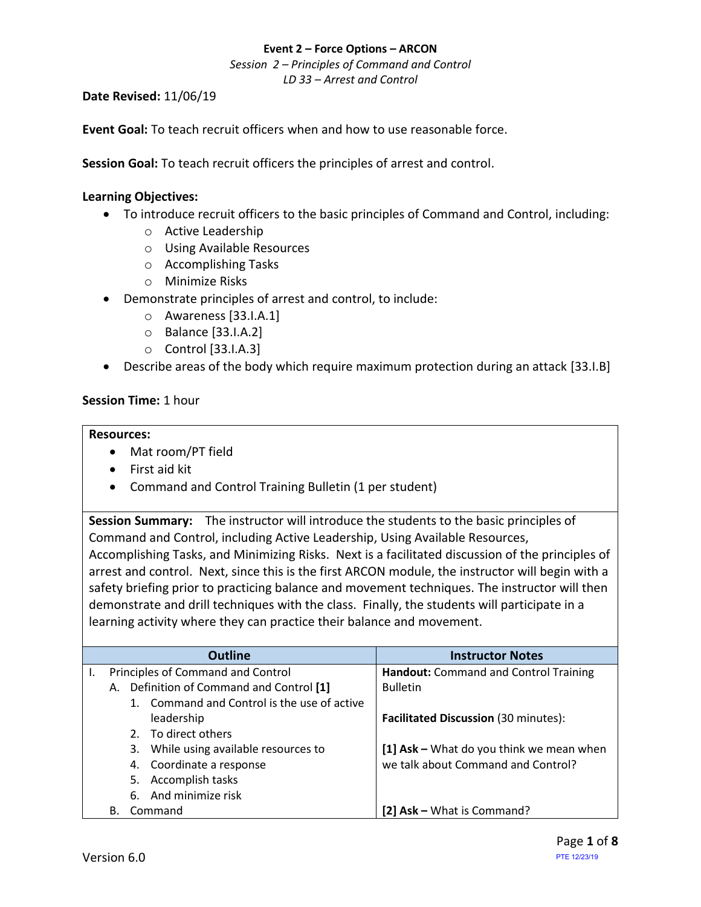**Event 2 – Force Options – ARCON**

*Session 2 – Principles of Command and Control*

*LD 33 – Arrest and Control*

**Date Revised:** 11/06/19

**Event Goal:** To teach recruit officers when and how to use reasonable force.

**Session Goal:** To teach recruit officers the principles of arrest and control.

**Learning Objectives:**

- To introduce recruit officers to the basic principles of Command and Control, including:
  - Active Leadership
  - Using Available Resources
  - Accomplishing Tasks
  - Minimize Risks
- Demonstrate principles of arrest and control, to include:
  - Awareness [33.I.A.1]
  - Balance [33.I.A.2]
  - Control [33.I.A.3]
- Describe areas of the body which require maximum protection during an attack [33.I.B]

**Session Time:** 1 hour

**Resources:**

- Mat room/PT field
- First aid kit
- Command and Control Training Bulletin (1 per student)

**Session Summary:** The instructor will introduce the students to the basic principles of Command and Control, including Active Leadership, Using Available Resources, Accomplishing Tasks, and Minimizing Risks. Next is a facilitated discussion of the principles of arrest and control. Next, since this is the first ARCON module, the instructor will begin with a safety briefing prior to practicing balance and movement techniques. The instructor will then demonstrate and drill techniques with the class. Finally, the students will participate in a learning activity where they can practice their balance and movement.

| Outline | Instructor Notes |
|---|---|
| I. Principles of Command and Control<br>A. Definition of Command and Control **[1]**<br>1. Command and Control is the use of active leadership<br>2. To direct others<br>3. While using available resources to<br>4. Coordinate a response<br>5. Accomplish tasks<br>6. And minimize risk | **Handout:** Command and Control Training Bulletin<br><br>**Facilitated Discussion** (30 minutes):<br><br>**[1] Ask –** What do you think we mean when we talk about Command and Control? |
| B. Command | **[2] Ask –** What is Command? |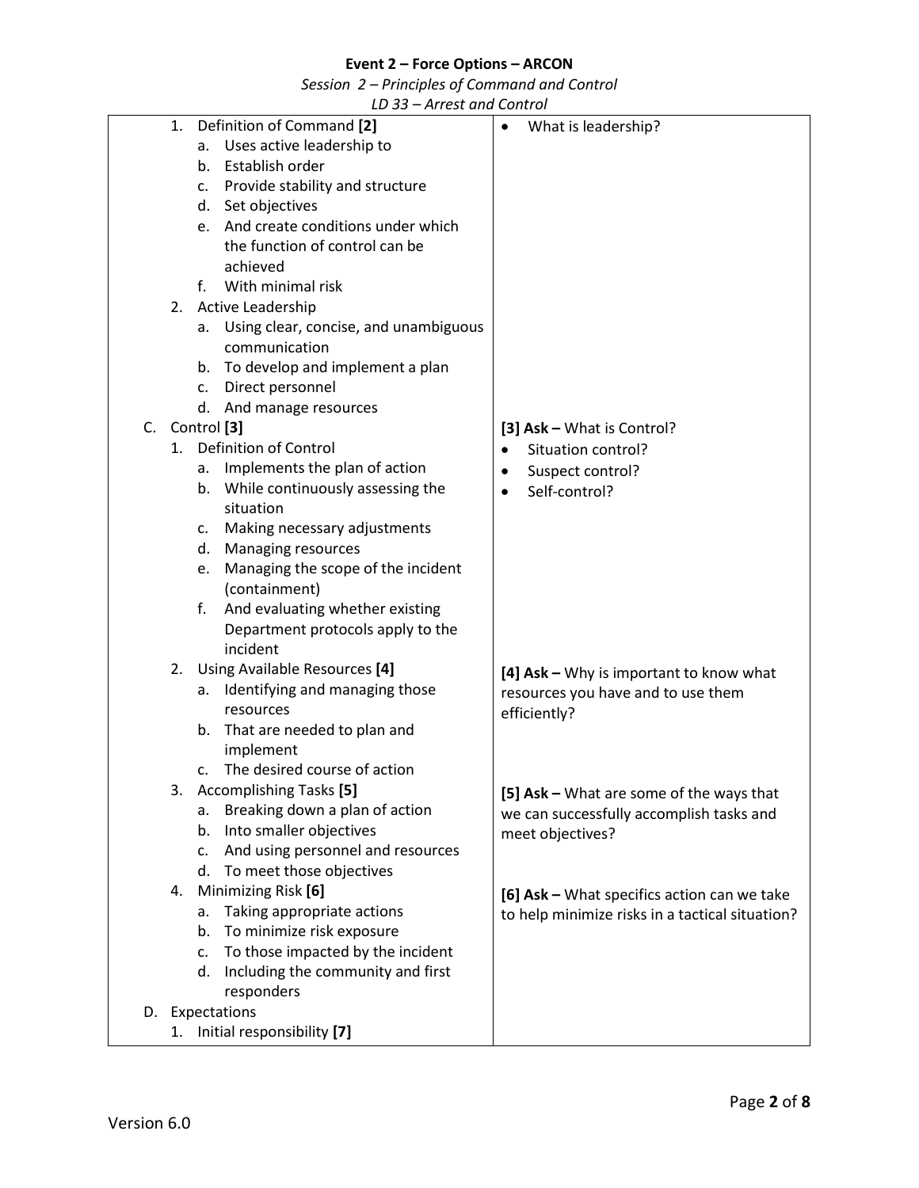| | |
|---|---|
| 1. Definition of Command **[2]**<br>a. Uses active leadership to<br>b. Establish order<br>c. Provide stability and structure<br>d. Set objectives<br>e. And create conditions under which the function of control can be achieved<br>f. With minimal risk<br>2. Active Leadership<br>a. Using clear, concise, and unambiguous communication<br>b. To develop and implement a plan<br>c. Direct personnel<br>d. And manage resources | • What is leadership? |
| C. Control **[3]**<br>1. Definition of Control<br>a. Implements the plan of action<br>b. While continuously assessing the situation<br>c. Making necessary adjustments<br>d. Managing resources<br>e. Managing the scope of the incident (containment)<br>f. And evaluating whether existing Department protocols apply to the incident | **[3] Ask –** What is Control?<br>• Situation control?<br>• Suspect control?<br>• Self-control? |
| 2. Using Available Resources **[4]**<br>a. Identifying and managing those resources<br>b. That are needed to plan and implement<br>c. The desired course of action | **[4] Ask –** Why is important to know what resources you have and to use them efficiently? |
| 3. Accomplishing Tasks **[5]**<br>a. Breaking down a plan of action<br>b. Into smaller objectives<br>c. And using personnel and resources<br>d. To meet those objectives | **[5] Ask –** What are some of the ways that we can successfully accomplish tasks and meet objectives? |
| 4. Minimizing Risk **[6]**<br>a. Taking appropriate actions<br>b. To minimize risk exposure<br>c. To those impacted by the incident<br>d. Including the community and first responders | **[6] Ask –** What specifics action can we take to help minimize risks in a tactical situation? |
| D. Expectations<br>1. Initial responsibility **[7]** | |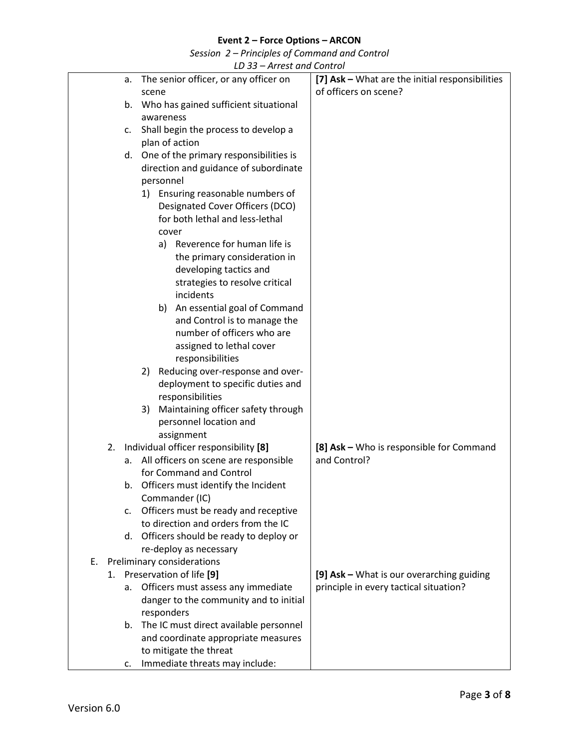| | |
|---|---|
| a. The senior officer, or any officer on scene<br>b. Who has gained sufficient situational awareness<br>c. Shall begin the process to develop a plan of action<br>d. One of the primary responsibilities is direction and guidance of subordinate personnel<br>&nbsp;&nbsp;&nbsp;&nbsp;1) Ensuring reasonable numbers of Designated Cover Officers (DCO) for both lethal and less-lethal cover<br>&nbsp;&nbsp;&nbsp;&nbsp;&nbsp;&nbsp;&nbsp;&nbsp;a) Reverence for human life is the primary consideration in developing tactics and strategies to resolve critical incidents<br>&nbsp;&nbsp;&nbsp;&nbsp;&nbsp;&nbsp;&nbsp;&nbsp;b) An essential goal of Command and Control is to manage the number of officers who are assigned to lethal cover responsibilities<br>&nbsp;&nbsp;&nbsp;&nbsp;2) Reducing over-response and over-deployment to specific duties and responsibilities<br>&nbsp;&nbsp;&nbsp;&nbsp;3) Maintaining officer safety through personnel location and assignment | **[7] Ask –** What are the initial responsibilities of officers on scene? |
| 2. Individual officer responsibility **[8]**<br>&nbsp;&nbsp;&nbsp;&nbsp;a. All officers on scene are responsible for Command and Control<br>&nbsp;&nbsp;&nbsp;&nbsp;b. Officers must identify the Incident Commander (IC)<br>&nbsp;&nbsp;&nbsp;&nbsp;c. Officers must be ready and receptive to direction and orders from the IC<br>&nbsp;&nbsp;&nbsp;&nbsp;d. Officers should be ready to deploy or re-deploy as necessary | **[8] Ask –** Who is responsible for Command and Control? |
| E. Preliminary considerations | |
| 1. Preservation of life **[9]**<br>&nbsp;&nbsp;&nbsp;&nbsp;a. Officers must assess any immediate danger to the community and to initial responders<br>&nbsp;&nbsp;&nbsp;&nbsp;b. The IC must direct available personnel and coordinate appropriate measures to mitigate the threat<br>&nbsp;&nbsp;&nbsp;&nbsp;c. Immediate threats may include: | **[9] Ask –** What is our overarching guiding principle in every tactical situation? |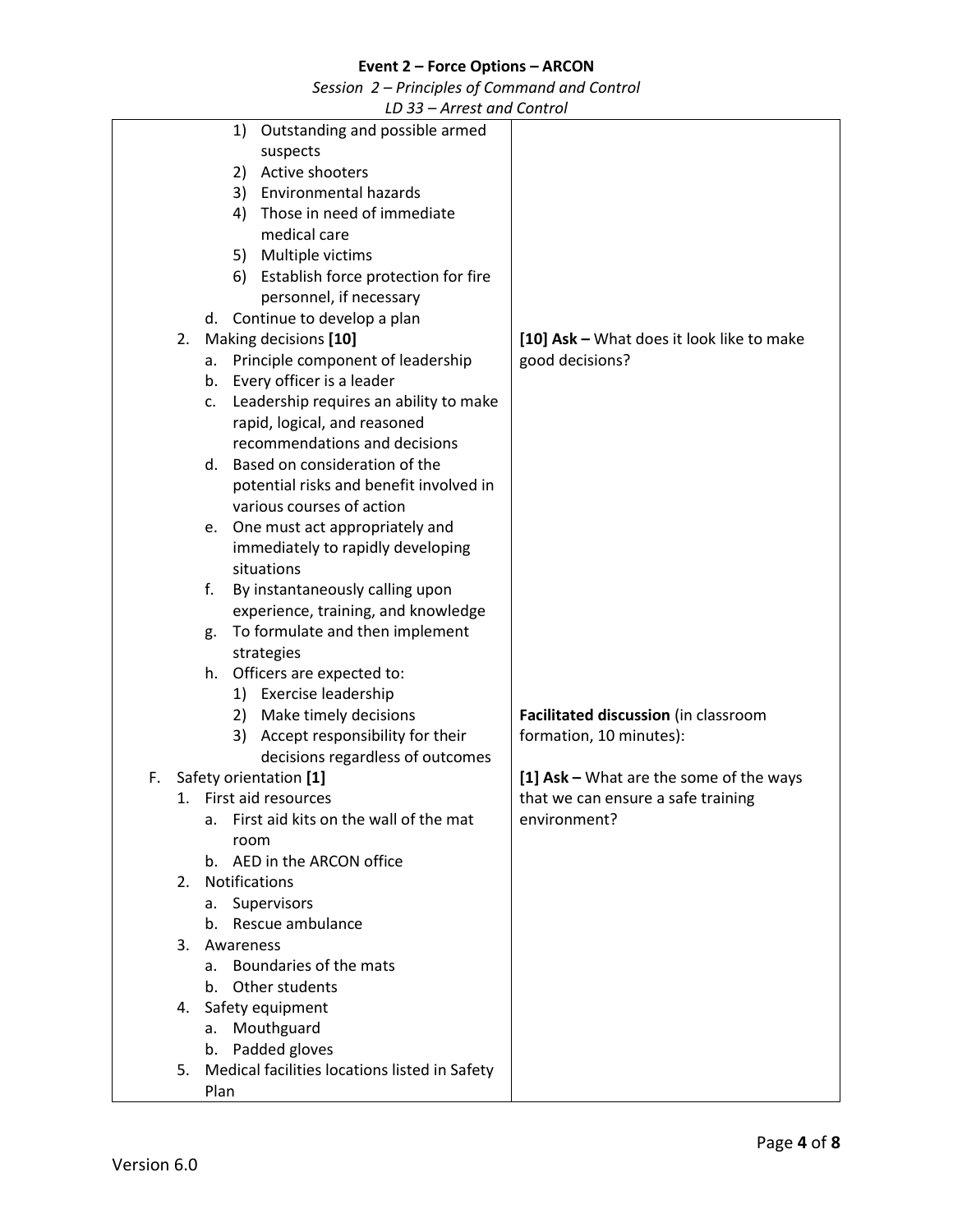| | |
|---|---|
| 1) Outstanding and possible armed suspects<br>2) Active shooters<br>3) Environmental hazards<br>4) Those in need of immediate medical care<br>5) Multiple victims<br>6) Establish force protection for fire personnel, if necessary<br>d. Continue to develop a plan | |
| 2. Making decisions **[10]**<br>a. Principle component of leadership<br>b. Every officer is a leader<br>c. Leadership requires an ability to make rapid, logical, and reasoned recommendations and decisions<br>d. Based on consideration of the potential risks and benefit involved in various courses of action<br>e. One must act appropriately and immediately to rapidly developing situations<br>f. By instantaneously calling upon experience, training, and knowledge<br>g. To formulate and then implement strategies<br>h. Officers are expected to:<br>1) Exercise leadership<br>2) Make timely decisions<br>3) Accept responsibility for their decisions regardless of outcomes | **[10] Ask –** What does it look like to make good decisions?<br><br>**Facilitated discussion** (in classroom formation, 10 minutes): |
| F. Safety orientation **[1]**<br>1. First aid resources<br>a. First aid kits on the wall of the mat room<br>b. AED in the ARCON office<br>2. Notifications<br>a. Supervisors<br>b. Rescue ambulance<br>3. Awareness<br>a. Boundaries of the mats<br>b. Other students<br>4. Safety equipment<br>a. Mouthguard<br>b. Padded gloves<br>5. Medical facilities locations listed in Safety Plan | **[1] Ask –** What are the some of the ways that we can ensure a safe training environment? |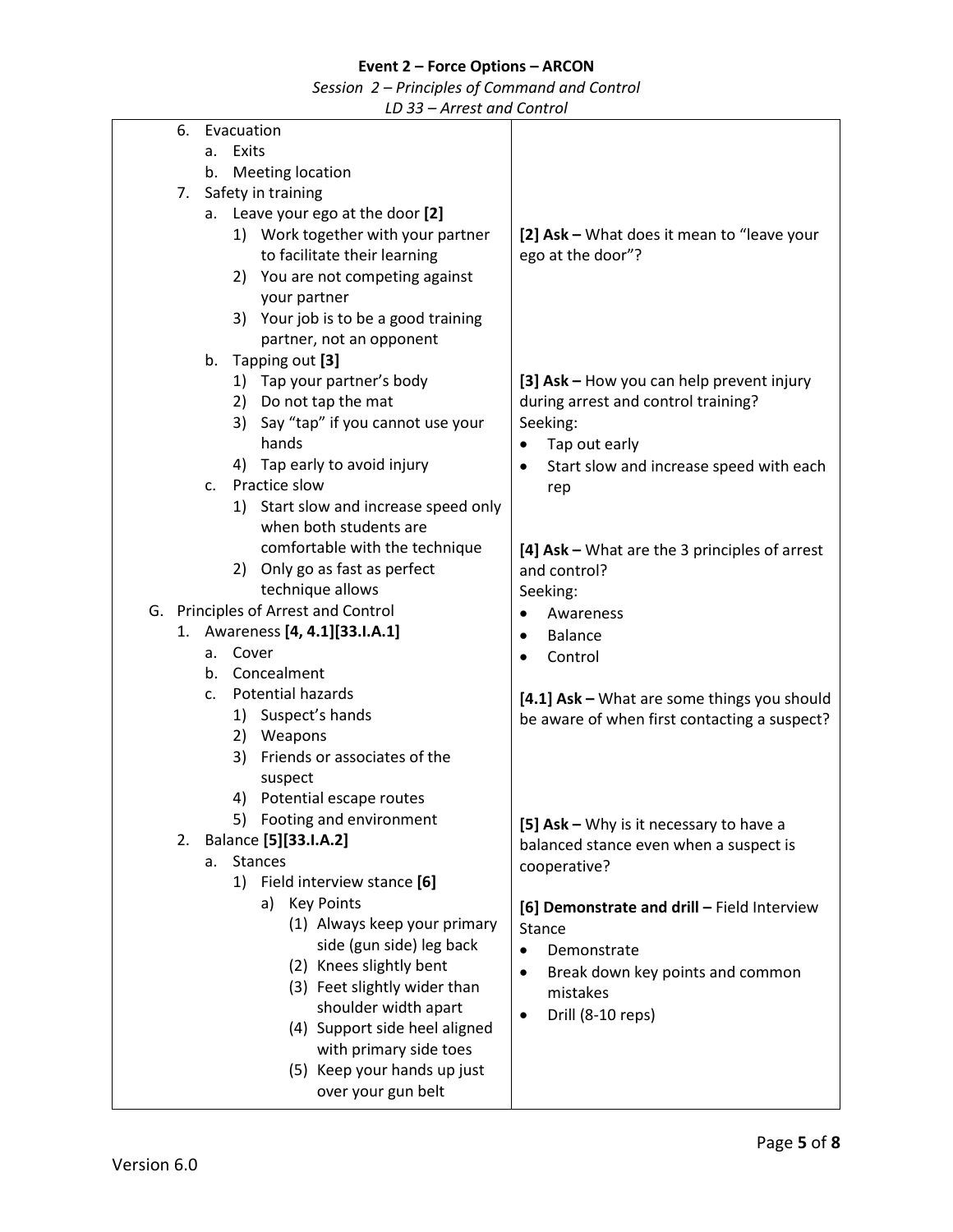| | |
|---|---|
| 6. Evacuation<br>a. Exits<br>b. Meeting location<br>7. Safety in training<br>a. Leave your ego at the door **[2]**<br>1) Work together with your partner to facilitate their learning<br>2) You are not competing against your partner<br>3) Your job is to be a good training partner, not an opponent<br>b. Tapping out **[3]**<br>1) Tap your partner's body<br>2) Do not tap the mat<br>3) Say "tap" if you cannot use your hands<br>4) Tap early to avoid injury<br>c. Practice slow<br>1) Start slow and increase speed only when both students are comfortable with the technique<br>2) Only go as fast as perfect technique allows<br>G. Principles of Arrest and Control<br>1. Awareness **[4, 4.1][33.I.A.1]**<br>a. Cover<br>b. Concealment<br>c. Potential hazards<br>1) Suspect's hands<br>2) Weapons<br>3) Friends or associates of the suspect<br>4) Potential escape routes<br>5) Footing and environment<br>2. Balance **[5][33.I.A.2]**<br>a. Stances<br>1) Field interview stance **[6]**<br>a) Key Points<br>(1) Always keep your primary side (gun side) leg back<br>(2) Knees slightly bent<br>(3) Feet slightly wider than shoulder width apart<br>(4) Support side heel aligned with primary side toes<br>(5) Keep your hands up just over your gun belt | **[2] Ask –** What does it mean to "leave your ego at the door"?<br><br>**[3] Ask –** How you can help prevent injury during arrest and control training?<br>Seeking:<br>• Tap out early<br>• Start slow and increase speed with each rep<br><br>**[4] Ask –** What are the 3 principles of arrest and control?<br>Seeking:<br>• Awareness<br>• Balance<br>• Control<br><br>**[4.1] Ask –** What are some things you should be aware of when first contacting a suspect?<br><br>**[5] Ask –** Why is it necessary to have a balanced stance even when a suspect is cooperative?<br><br>**[6] Demonstrate and drill –** Field Interview Stance<br>• Demonstrate<br>• Break down key points and common mistakes<br>• Drill (8-10 reps) |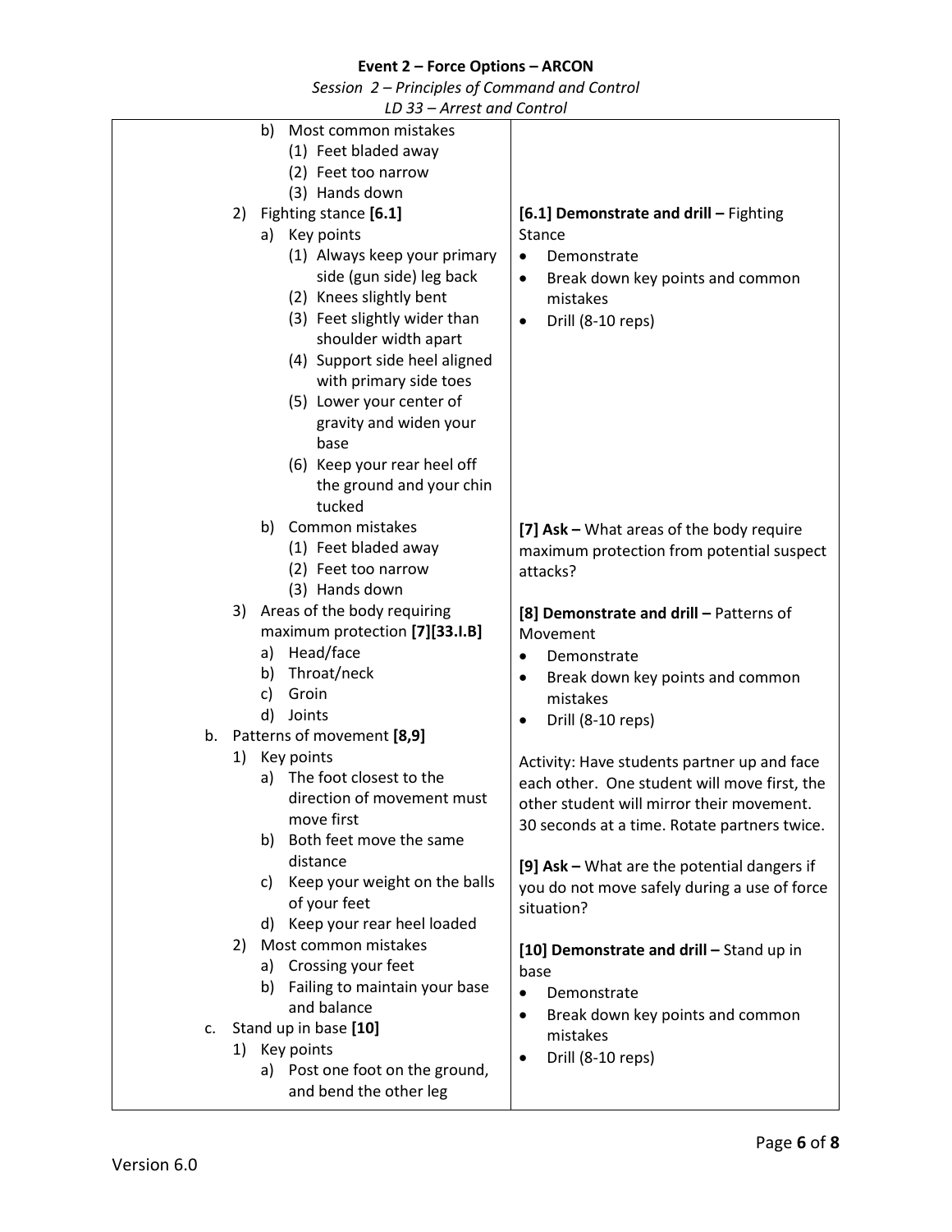| | |
|---|---|
| b) Most common mistakes<br>(1) Feet bladed away<br>(2) Feet too narrow<br>(3) Hands down<br>2) Fighting stance **[6.1]**<br>a) Key points<br>(1) Always keep your primary side (gun side) leg back<br>(2) Knees slightly bent<br>(3) Feet slightly wider than shoulder width apart<br>(4) Support side heel aligned with primary side toes<br>(5) Lower your center of gravity and widen your base<br>(6) Keep your rear heel off the ground and your chin tucked<br>b) Common mistakes<br>(1) Feet bladed away<br>(2) Feet too narrow<br>(3) Hands down<br>3) Areas of the body requiring maximum protection **[7][33.I.B]**<br>a) Head/face<br>b) Throat/neck<br>c) Groin<br>d) Joints<br>b. Patterns of movement **[8,9]**<br>1) Key points<br>a) The foot closest to the direction of movement must move first<br>b) Both feet move the same distance<br>c) Keep your weight on the balls of your feet<br>d) Keep your rear heel loaded<br>2) Most common mistakes<br>a) Crossing your feet<br>b) Failing to maintain your base and balance<br>c. Stand up in base **[10]**<br>1) Key points<br>a) Post one foot on the ground, and bend the other leg | **[6.1] Demonstrate and drill –** Fighting Stance<br>• Demonstrate<br>• Break down key points and common mistakes<br>• Drill (8-10 reps)<br><br>**[7] Ask –** What areas of the body require maximum protection from potential suspect attacks?<br><br>**[8] Demonstrate and drill –** Patterns of Movement<br>• Demonstrate<br>• Break down key points and common mistakes<br>• Drill (8-10 reps)<br><br>Activity: Have students partner up and face each other. One student will move first, the other student will mirror their movement. 30 seconds at a time. Rotate partners twice.<br><br>**[9] Ask –** What are the potential dangers if you do not move safely during a use of force situation?<br><br>**[10] Demonstrate and drill –** Stand up in base<br>• Demonstrate<br>• Break down key points and common mistakes<br>• Drill (8-10 reps) |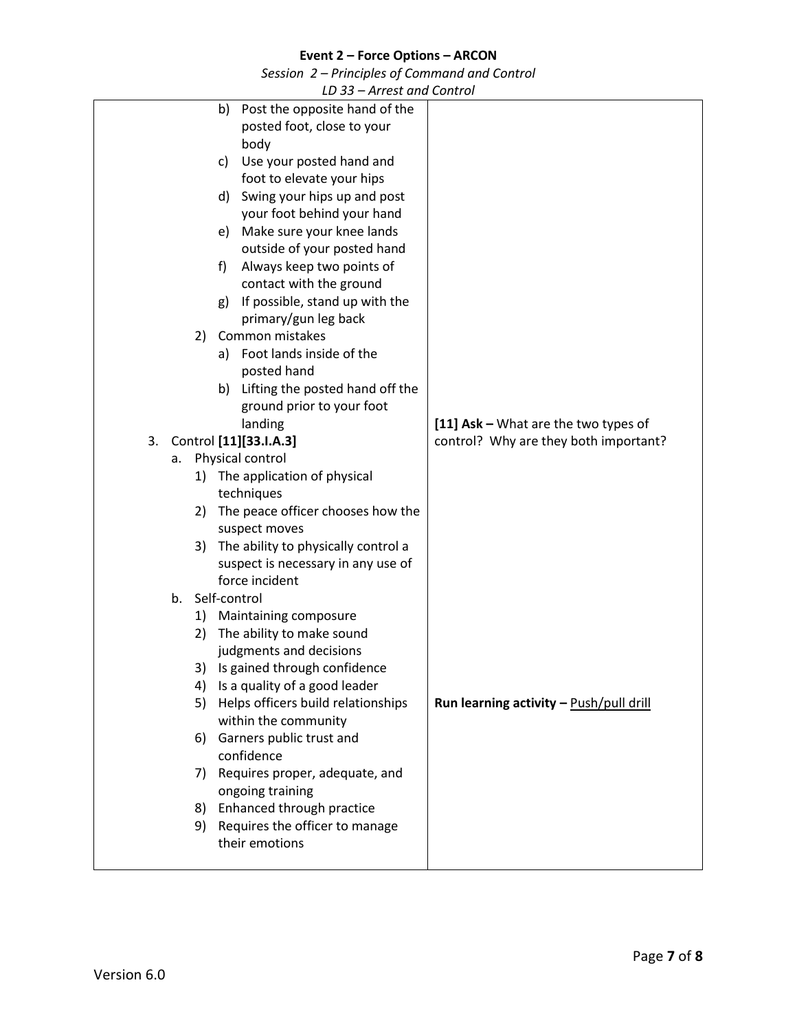| | |
|---|---|
| b) Post the opposite hand of the posted foot, close to your body<br>c) Use your posted hand and foot to elevate your hips<br>d) Swing your hips up and post your foot behind your hand<br>e) Make sure your knee lands outside of your posted hand<br>f) Always keep two points of contact with the ground<br>g) If possible, stand up with the primary/gun leg back<br>2) Common mistakes<br>a) Foot lands inside of the posted hand<br>b) Lifting the posted hand off the ground prior to your foot landing | |
| 3. Control **[11][33.I.A.3]**<br>a. Physical control<br>1) The application of physical techniques<br>2) The peace officer chooses how the suspect moves<br>3) The ability to physically control a suspect is necessary in any use of force incident<br>b. Self-control<br>1) Maintaining composure<br>2) The ability to make sound judgments and decisions<br>3) Is gained through confidence<br>4) Is a quality of a good leader<br>5) Helps officers build relationships within the community<br>6) Garners public trust and confidence<br>7) Requires proper, adequate, and ongoing training<br>8) Enhanced through practice<br>9) Requires the officer to manage their emotions | **[11] Ask –** What are the two types of control? Why are they both important?<br><br>**Run learning activity –** <u>Push/pull drill</u> |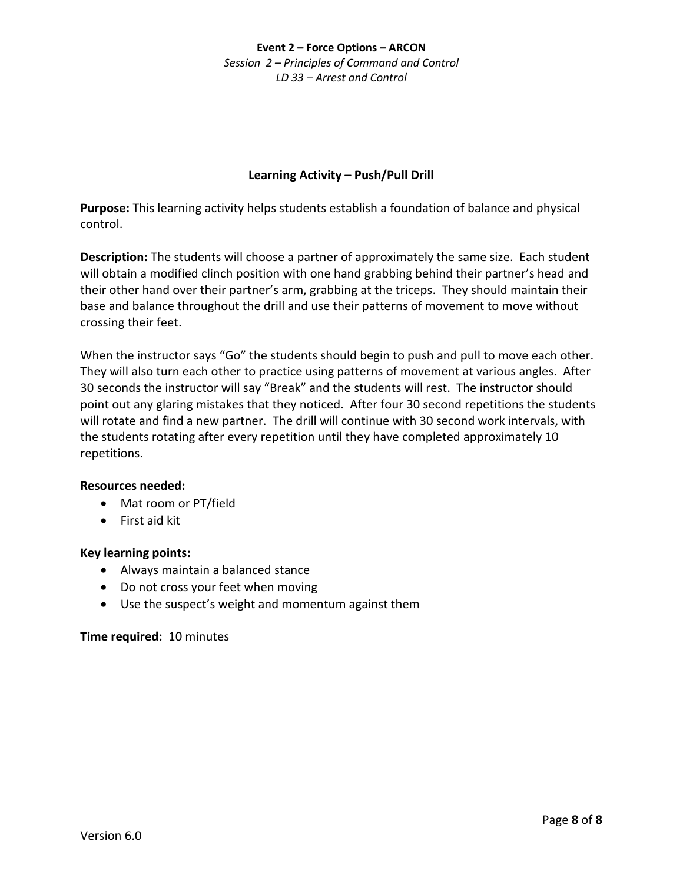## Learning Activity – Push/Pull Drill

**Purpose:** This learning activity helps students establish a foundation of balance and physical control.

**Description:** The students will choose a partner of approximately the same size. Each student will obtain a modified clinch position with one hand grabbing behind their partner's head and their other hand over their partner's arm, grabbing at the triceps. They should maintain their base and balance throughout the drill and use their patterns of movement to move without crossing their feet.

When the instructor says "Go" the students should begin to push and pull to move each other. They will also turn each other to practice using patterns of movement at various angles. After 30 seconds the instructor will say "Break" and the students will rest. The instructor should point out any glaring mistakes that they noticed. After four 30 second repetitions the students will rotate and find a new partner. The drill will continue with 30 second work intervals, with the students rotating after every repetition until they have completed approximately 10 repetitions.

**Resources needed:**

- Mat room or PT/field
- First aid kit

**Key learning points:**

- Always maintain a balanced stance
- Do not cross your feet when moving
- Use the suspect's weight and momentum against them

**Time required:** 10 minutes